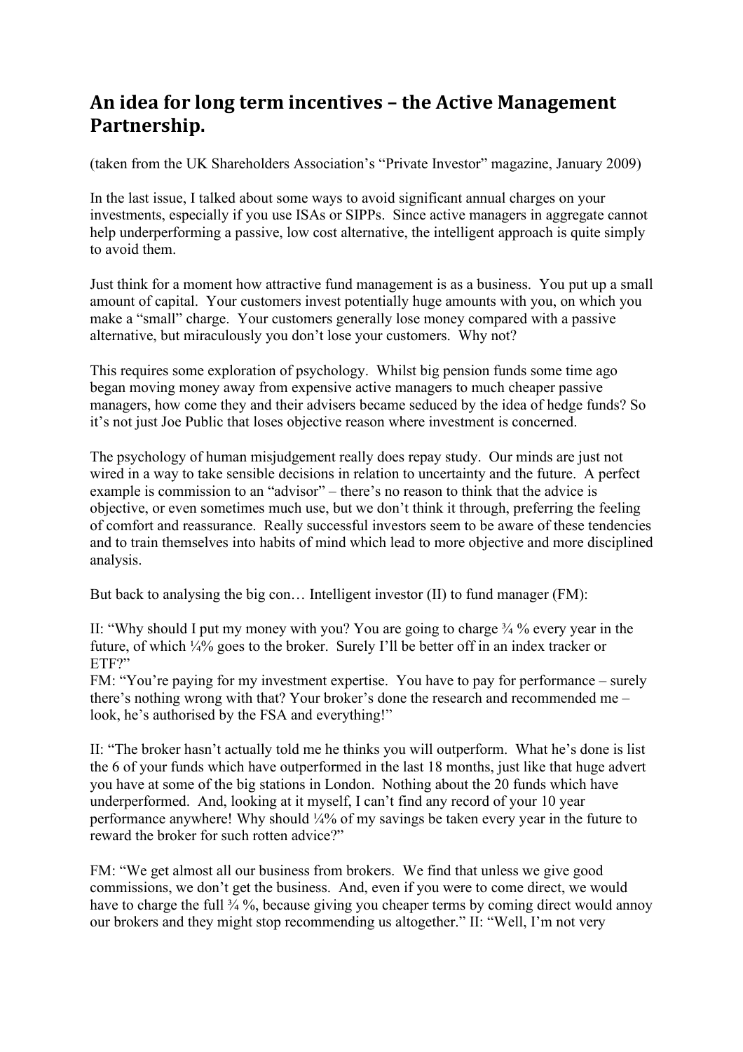# An idea for long term incentives – the Active Management Partnership.

(taken from the UK Shareholders Association's "Private Investor" magazine, January 2009)

In the last issue, I talked about some ways to avoid significant annual charges on your investments, especially if you use ISAs or SIPPs. Since active managers in aggregate cannot help underperforming a passive, low cost alternative, the intelligent approach is quite simply to avoid them.

Just think for a moment how attractive fund management is as a business. You put up a small amount of capital. Your customers invest potentially huge amounts with you, on which you make a "small" charge. Your customers generally lose money compared with a passive alternative, but miraculously you don't lose your customers. Why not?

This requires some exploration of psychology. Whilst big pension funds some time ago began moving money away from expensive active managers to much cheaper passive managers, how come they and their advisers became seduced by the idea of hedge funds? So it's not just Joe Public that loses objective reason where investment is concerned.

The psychology of human misjudgement really does repay study. Our minds are just not wired in a way to take sensible decisions in relation to uncertainty and the future. A perfect example is commission to an "advisor" – there's no reason to think that the advice is objective, or even sometimes much use, but we don't think it through, preferring the feeling of comfort and reassurance. Really successful investors seem to be aware of these tendencies and to train themselves into habits of mind which lead to more objective and more disciplined analysis.

But back to analysing the big con… Intelligent investor (II) to fund manager (FM):

II: "Why should I put my money with you? You are going to charge ¾ % every year in the future, of which ¼% goes to the broker. Surely I'll be better off in an index tracker or ETF?"
FM: "You're paying for my investment expertise. You have to pay for performance – surely there's nothing wrong with that? Your broker's done the research and recommended me – look, he's authorised by the FSA and everything!"

II: "The broker hasn't actually told me he thinks you will outperform. What he's done is list the 6 of your funds which have outperformed in the last 18 months, just like that huge advert you have at some of the big stations in London. Nothing about the 20 funds which have underperformed. And, looking at it myself, I can't find any record of your 10 year performance anywhere! Why should ¼% of my savings be taken every year in the future to reward the broker for such rotten advice?"

FM: "We get almost all our business from brokers. We find that unless we give good commissions, we don't get the business. And, even if you were to come direct, we would have to charge the full ¾ %, because giving you cheaper terms by coming direct would annoy our brokers and they might stop recommending us altogether." II: "Well, I'm not very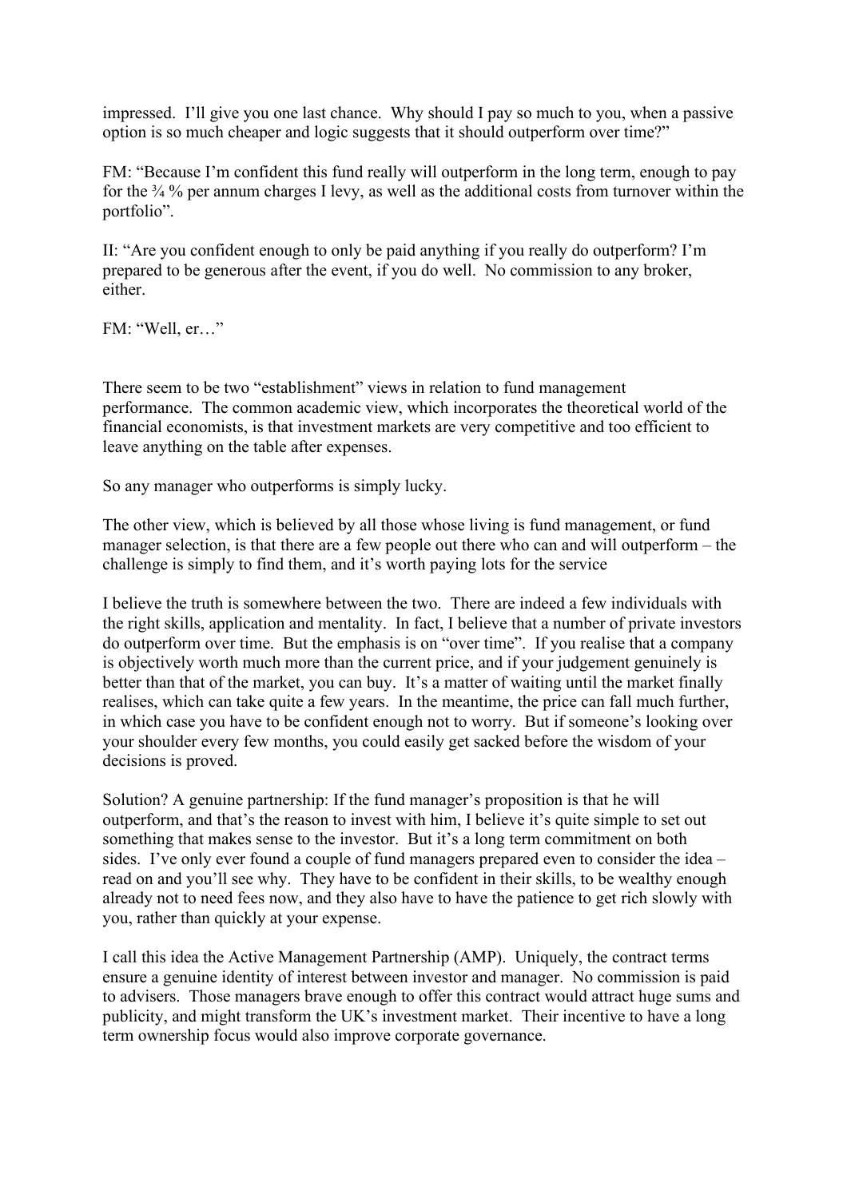impressed. I'll give you one last chance. Why should I pay so much to you, when a passive option is so much cheaper and logic suggests that it should outperform over time?"

FM: "Because I'm confident this fund really will outperform in the long term, enough to pay for the ¾ % per annum charges I levy, as well as the additional costs from turnover within the portfolio".

II: "Are you confident enough to only be paid anything if you really do outperform? I'm prepared to be generous after the event, if you do well. No commission to any broker, either.

FM: "Well, er…"

There seem to be two "establishment" views in relation to fund management performance. The common academic view, which incorporates the theoretical world of the financial economists, is that investment markets are very competitive and too efficient to leave anything on the table after expenses.

So any manager who outperforms is simply lucky.

The other view, which is believed by all those whose living is fund management, or fund manager selection, is that there are a few people out there who can and will outperform – the challenge is simply to find them, and it's worth paying lots for the service

I believe the truth is somewhere between the two. There are indeed a few individuals with the right skills, application and mentality. In fact, I believe that a number of private investors do outperform over time. But the emphasis is on "over time". If you realise that a company is objectively worth much more than the current price, and if your judgement genuinely is better than that of the market, you can buy. It's a matter of waiting until the market finally realises, which can take quite a few years. In the meantime, the price can fall much further, in which case you have to be confident enough not to worry. But if someone's looking over your shoulder every few months, you could easily get sacked before the wisdom of your decisions is proved.

Solution? A genuine partnership: If the fund manager's proposition is that he will outperform, and that's the reason to invest with him, I believe it's quite simple to set out something that makes sense to the investor. But it's a long term commitment on both sides. I've only ever found a couple of fund managers prepared even to consider the idea – read on and you'll see why. They have to be confident in their skills, to be wealthy enough already not to need fees now, and they also have to have the patience to get rich slowly with you, rather than quickly at your expense.

I call this idea the Active Management Partnership (AMP). Uniquely, the contract terms ensure a genuine identity of interest between investor and manager. No commission is paid to advisers. Those managers brave enough to offer this contract would attract huge sums and publicity, and might transform the UK's investment market. Their incentive to have a long term ownership focus would also improve corporate governance.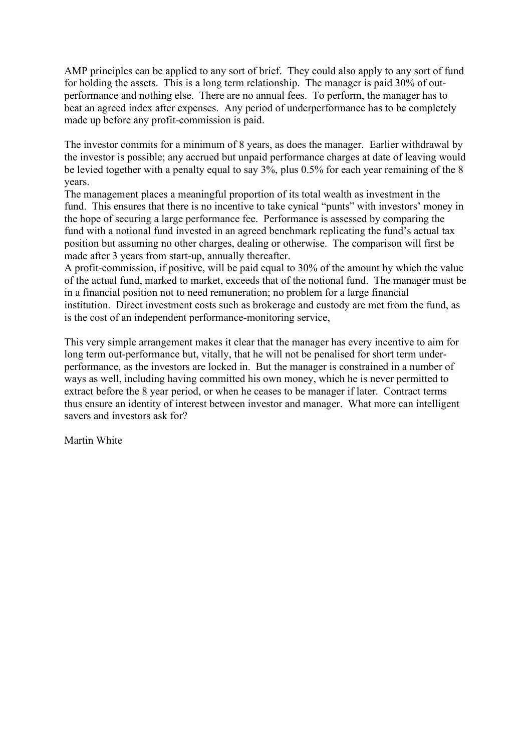AMP principles can be applied to any sort of brief. They could also apply to any sort of fund for holding the assets. This is a long term relationship. The manager is paid 30% of out-performance and nothing else. There are no annual fees. To perform, the manager has to beat an agreed index after expenses. Any period of underperformance has to be completely made up before any profit-commission is paid.

The investor commits for a minimum of 8 years, as does the manager. Earlier withdrawal by the investor is possible; any accrued but unpaid performance charges at date of leaving would be levied together with a penalty equal to say 3%, plus 0.5% for each year remaining of the 8 years.

The management places a meaningful proportion of its total wealth as investment in the fund. This ensures that there is no incentive to take cynical "punts" with investors' money in the hope of securing a large performance fee. Performance is assessed by comparing the fund with a notional fund invested in an agreed benchmark replicating the fund's actual tax position but assuming no other charges, dealing or otherwise. The comparison will first be made after 3 years from start-up, annually thereafter.

A profit-commission, if positive, will be paid equal to 30% of the amount by which the value of the actual fund, marked to market, exceeds that of the notional fund. The manager must be in a financial position not to need remuneration; no problem for a large financial institution. Direct investment costs such as brokerage and custody are met from the fund, as is the cost of an independent performance-monitoring service,

This very simple arrangement makes it clear that the manager has every incentive to aim for long term out-performance but, vitally, that he will not be penalised for short term under-performance, as the investors are locked in. But the manager is constrained in a number of ways as well, including having committed his own money, which he is never permitted to extract before the 8 year period, or when he ceases to be manager if later. Contract terms thus ensure an identity of interest between investor and manager. What more can intelligent savers and investors ask for?

Martin White